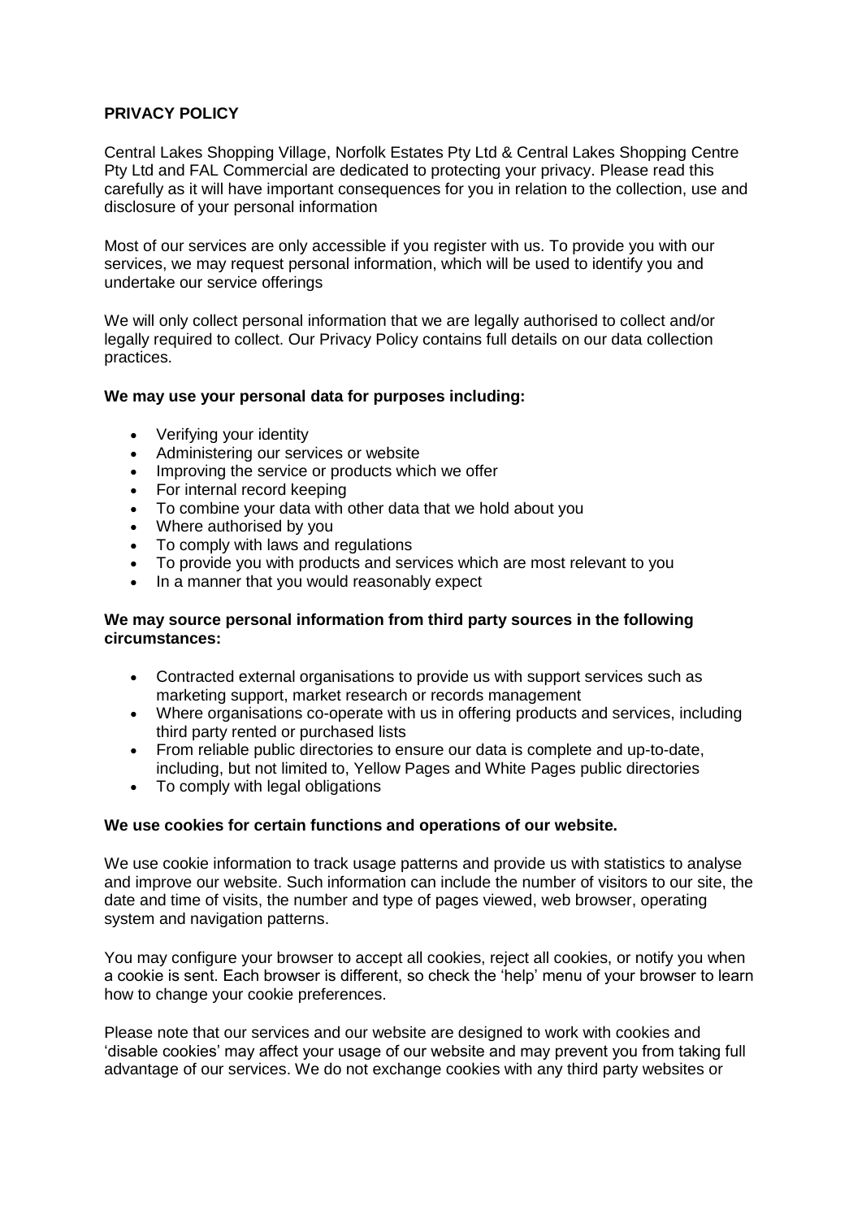**PRIVACY POLICY**

Central Lakes Shopping Village, Norfolk Estates Pty Ltd & Central Lakes Shopping Centre Pty Ltd and FAL Commercial are dedicated to protecting your privacy. Please read this carefully as it will have important consequences for you in relation to the collection, use and disclosure of your personal information

Most of our services are only accessible if you register with us. To provide you with our services, we may request personal information, which will be used to identify you and undertake our service offerings

We will only collect personal information that we are legally authorised to collect and/or legally required to collect. Our Privacy Policy contains full details on our data collection practices.

**We may use your personal data for purposes including:**

- Verifying your identity
- Administering our services or website
- Improving the service or products which we offer
- For internal record keeping
- To combine your data with other data that we hold about you
- Where authorised by you
- To comply with laws and regulations
- To provide you with products and services which are most relevant to you
- In a manner that you would reasonably expect

**We may source personal information from third party sources in the following circumstances:**

- Contracted external organisations to provide us with support services such as marketing support, market research or records management
- Where organisations co-operate with us in offering products and services, including third party rented or purchased lists
- From reliable public directories to ensure our data is complete and up-to-date, including, but not limited to, Yellow Pages and White Pages public directories
- To comply with legal obligations

**We use cookies for certain functions and operations of our website.**

We use cookie information to track usage patterns and provide us with statistics to analyse and improve our website. Such information can include the number of visitors to our site, the date and time of visits, the number and type of pages viewed, web browser, operating system and navigation patterns.

You may configure your browser to accept all cookies, reject all cookies, or notify you when a cookie is sent. Each browser is different, so check the 'help' menu of your browser to learn how to change your cookie preferences.

Please note that our services and our website are designed to work with cookies and 'disable cookies' may affect your usage of our website and may prevent you from taking full advantage of our services. We do not exchange cookies with any third party websites or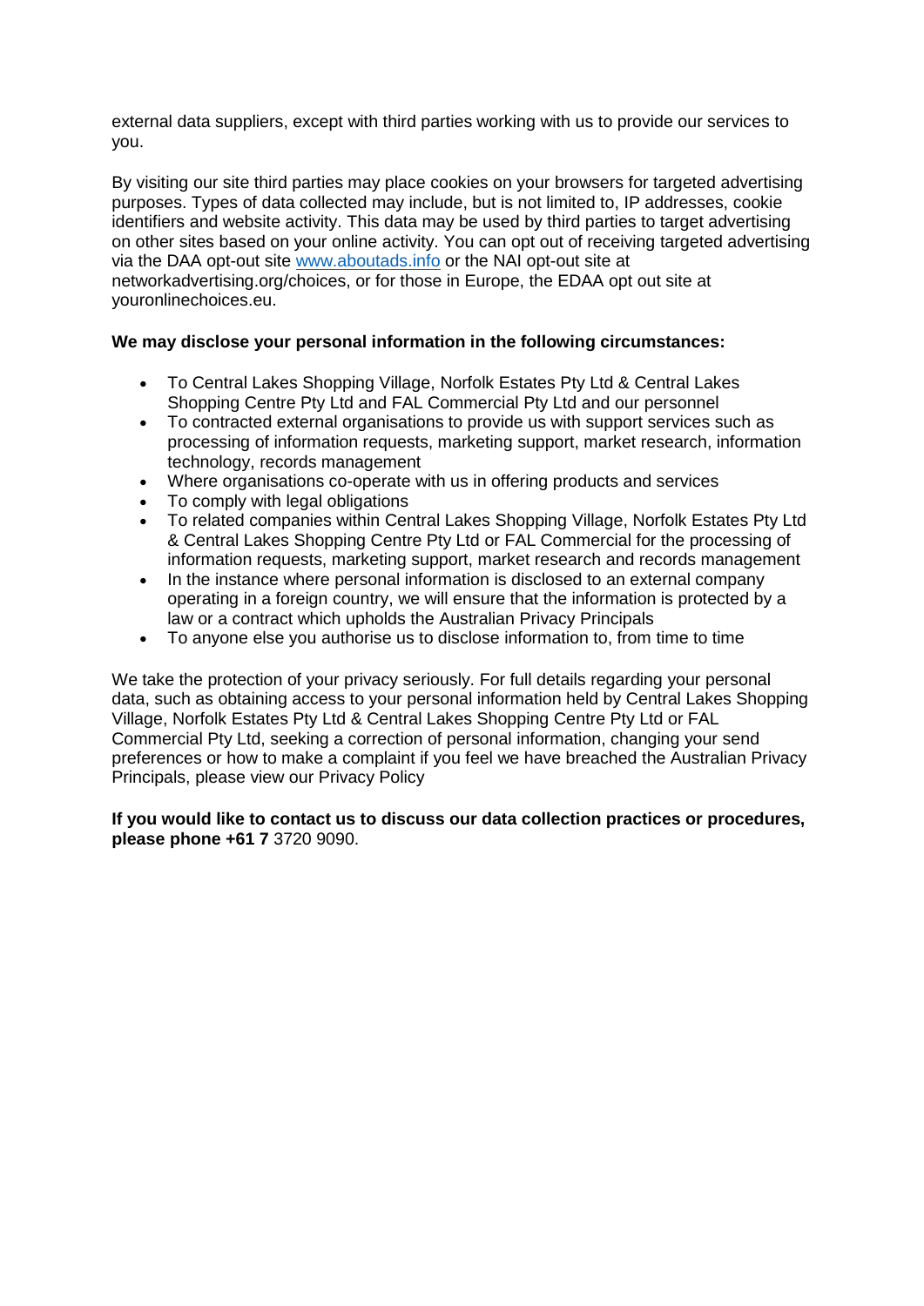external data suppliers, except with third parties working with us to provide our services to you.

By visiting our site third parties may place cookies on your browsers for targeted advertising purposes. Types of data collected may include, but is not limited to, IP addresses, cookie identifiers and website activity. This data may be used by third parties to target advertising on other sites based on your online activity. You can opt out of receiving targeted advertising via the DAA opt-out site [www.aboutads.info](http://www.aboutads.info) or the NAI opt-out site at networkadvertising.org/choices, or for those in Europe, the EDAA opt out site at youronlinechoices.eu.

**We may disclose your personal information in the following circumstances:**

- To Central Lakes Shopping Village, Norfolk Estates Pty Ltd & Central Lakes Shopping Centre Pty Ltd and FAL Commercial Pty Ltd and our personnel
- To contracted external organisations to provide us with support services such as processing of information requests, marketing support, market research, information technology, records management
- Where organisations co-operate with us in offering products and services
- To comply with legal obligations
- To related companies within Central Lakes Shopping Village, Norfolk Estates Pty Ltd & Central Lakes Shopping Centre Pty Ltd or FAL Commercial for the processing of information requests, marketing support, market research and records management
- In the instance where personal information is disclosed to an external company operating in a foreign country, we will ensure that the information is protected by a law or a contract which upholds the Australian Privacy Principals
- To anyone else you authorise us to disclose information to, from time to time

We take the protection of your privacy seriously. For full details regarding your personal data, such as obtaining access to your personal information held by Central Lakes Shopping Village, Norfolk Estates Pty Ltd & Central Lakes Shopping Centre Pty Ltd or FAL Commercial Pty Ltd, seeking a correction of personal information, changing your send preferences or how to make a complaint if you feel we have breached the Australian Privacy Principals, please view our Privacy Policy

**If you would like to contact us to discuss our data collection practices or procedures, please phone +61 7** 3720 9090.